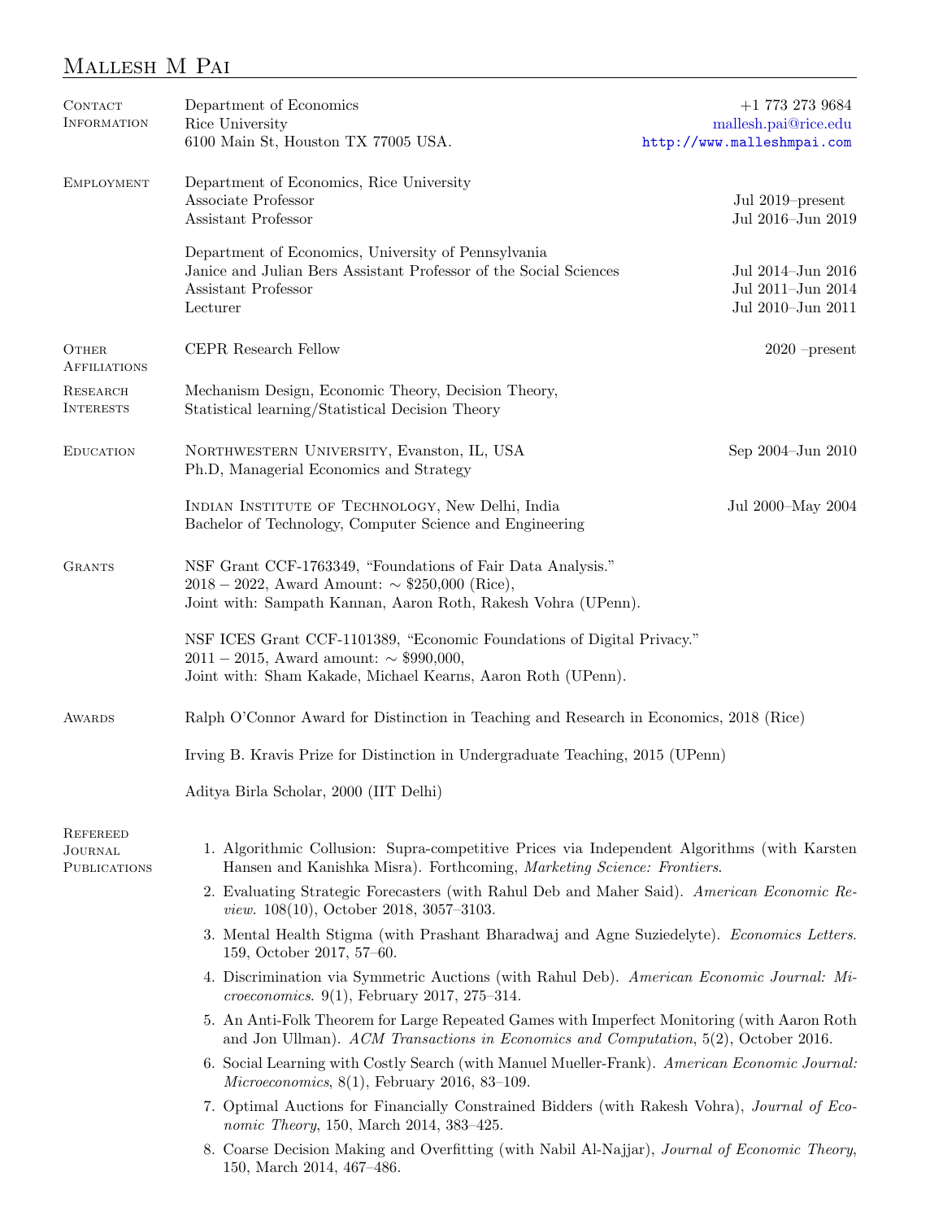# Mallesh M Pai

## Contact Information

Department of Economics  
Rice University  
6100 Main St, Houston TX 77005 USA.

+1 773 273 9684  
mallesh.pai@rice.edu  
http://www.malleshmpai.com

## Employment

Department of Economics, Rice University

- Associate Professor — Jul 2019–present
- Assistant Professor — Jul 2016–Jun 2019

Department of Economics, University of Pennsylvania

- Janice and Julian Bers Assistant Professor of the Social Sciences — Jul 2014–Jun 2016
- Assistant Professor — Jul 2011–Jun 2014
- Lecturer — Jul 2010–Jun 2011

## Other Affiliations

CEPR Research Fellow — 2020 –present

## Research Interests

Mechanism Design, Economic Theory, Decision Theory,  
Statistical learning/Statistical Decision Theory

## Education

Northwestern University, Evanston, IL, USA — Sep 2004–Jun 2010  
Ph.D, Managerial Economics and Strategy

Indian Institute of Technology, New Delhi, India — Jul 2000–May 2004  
Bachelor of Technology, Computer Science and Engineering

## Grants

NSF Grant CCF-1763349, "Foundations of Fair Data Analysis."  
2018 – 2022, Award Amount: ~ $250,000 (Rice),  
Joint with: Sampath Kannan, Aaron Roth, Rakesh Vohra (UPenn).

NSF ICES Grant CCF-1101389, "Economic Foundations of Digital Privacy."  
2011 – 2015, Award amount: ~ $990,000,  
Joint with: Sham Kakade, Michael Kearns, Aaron Roth (UPenn).

## Awards

Ralph O'Connor Award for Distinction in Teaching and Research in Economics, 2018 (Rice)

Irving B. Kravis Prize for Distinction in Undergraduate Teaching, 2015 (UPenn)

Aditya Birla Scholar, 2000 (IIT Delhi)

## Refereed Journal Publications

1. Algorithmic Collusion: Supra-competitive Prices via Independent Algorithms (with Karsten Hansen and Kanishka Misra). Forthcoming, *Marketing Science: Frontiers*.
2. Evaluating Strategic Forecasters (with Rahul Deb and Maher Said). *American Economic Review*. 108(10), October 2018, 3057–3103.
3. Mental Health Stigma (with Prashant Bharadwaj and Agne Suziedelyte). *Economics Letters*. 159, October 2017, 57–60.
4. Discrimination via Symmetric Auctions (with Rahul Deb). *American Economic Journal: Microeconomics*. 9(1), February 2017, 275–314.
5. An Anti-Folk Theorem for Large Repeated Games with Imperfect Monitoring (with Aaron Roth and Jon Ullman). *ACM Transactions in Economics and Computation*, 5(2), October 2016.
6. Social Learning with Costly Search (with Manuel Mueller-Frank). *American Economic Journal: Microeconomics*, 8(1), February 2016, 83–109.
7. Optimal Auctions for Financially Constrained Bidders (with Rakesh Vohra), *Journal of Economic Theory*, 150, March 2014, 383–425.
8. Coarse Decision Making and Overfitting (with Nabil Al-Najjar), *Journal of Economic Theory*, 150, March 2014, 467–486.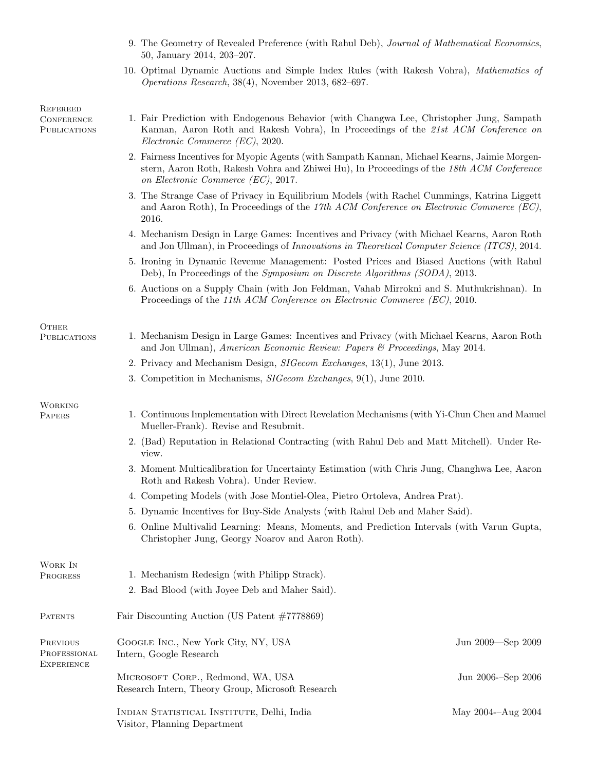9. The Geometry of Revealed Preference (with Rahul Deb), *Journal of Mathematical Economics*, 50, January 2014, 203–207.
10. Optimal Dynamic Auctions and Simple Index Rules (with Rakesh Vohra), *Mathematics of Operations Research*, 38(4), November 2013, 682–697.

## Refereed Conference Publications

1. Fair Prediction with Endogenous Behavior (with Changwa Lee, Christopher Jung, Sampath Kannan, Aaron Roth and Rakesh Vohra), In Proceedings of the *21st ACM Conference on Electronic Commerce (EC)*, 2020.
2. Fairness Incentives for Myopic Agents (with Sampath Kannan, Michael Kearns, Jaimie Morgenstern, Aaron Roth, Rakesh Vohra and Zhiwei Hu), In Proceedings of the *18th ACM Conference on Electronic Commerce (EC)*, 2017.
3. The Strange Case of Privacy in Equilibrium Models (with Rachel Cummings, Katrina Liggett and Aaron Roth), In Proceedings of the *17th ACM Conference on Electronic Commerce (EC)*, 2016.
4. Mechanism Design in Large Games: Incentives and Privacy (with Michael Kearns, Aaron Roth and Jon Ullman), in Proceedings of *Innovations in Theoretical Computer Science (ITCS)*, 2014.
5. Ironing in Dynamic Revenue Management: Posted Prices and Biased Auctions (with Rahul Deb), In Proceedings of the *Symposium on Discrete Algorithms (SODA)*, 2013.
6. Auctions on a Supply Chain (with Jon Feldman, Vahab Mirrokni and S. Muthukrishnan). In Proceedings of the *11th ACM Conference on Electronic Commerce (EC)*, 2010.

## Other Publications

1. Mechanism Design in Large Games: Incentives and Privacy (with Michael Kearns, Aaron Roth and Jon Ullman), *American Economic Review: Papers & Proceedings*, May 2014.
2. Privacy and Mechanism Design, *SIGecom Exchanges*, 13(1), June 2013.
3. Competition in Mechanisms, *SIGecom Exchanges*, 9(1), June 2010.

## Working Papers

1. Continuous Implementation with Direct Revelation Mechanisms (with Yi-Chun Chen and Manuel Mueller-Frank). Revise and Resubmit.
2. (Bad) Reputation in Relational Contracting (with Rahul Deb and Matt Mitchell). Under Review.
3. Moment Multicalibration for Uncertainty Estimation (with Chris Jung, Changhwa Lee, Aaron Roth and Rakesh Vohra). Under Review.
4. Competing Models (with Jose Montiel-Olea, Pietro Ortoleva, Andrea Prat).
5. Dynamic Incentives for Buy-Side Analysts (with Rahul Deb and Maher Said).
6. Online Multivalid Learning: Means, Moments, and Prediction Intervals (with Varun Gupta, Christopher Jung, Georgy Noarov and Aaron Roth).

## Work In Progress

1. Mechanism Redesign (with Philipp Strack).
2. Bad Blood (with Joyee Deb and Maher Said).

## Patents

Fair Discounting Auction (US Patent #7778869)

## Previous Professional Experience

**Google Inc.**, New York City, NY, USA — Jun 2009—Sep 2009
Intern, Google Research

**Microsoft Corp.**, Redmond, WA, USA — Jun 2006-–Sep 2006
Research Intern, Theory Group, Microsoft Research

**Indian Statistical Institute**, Delhi, India — May 2004-–Aug 2004
Visitor, Planning Department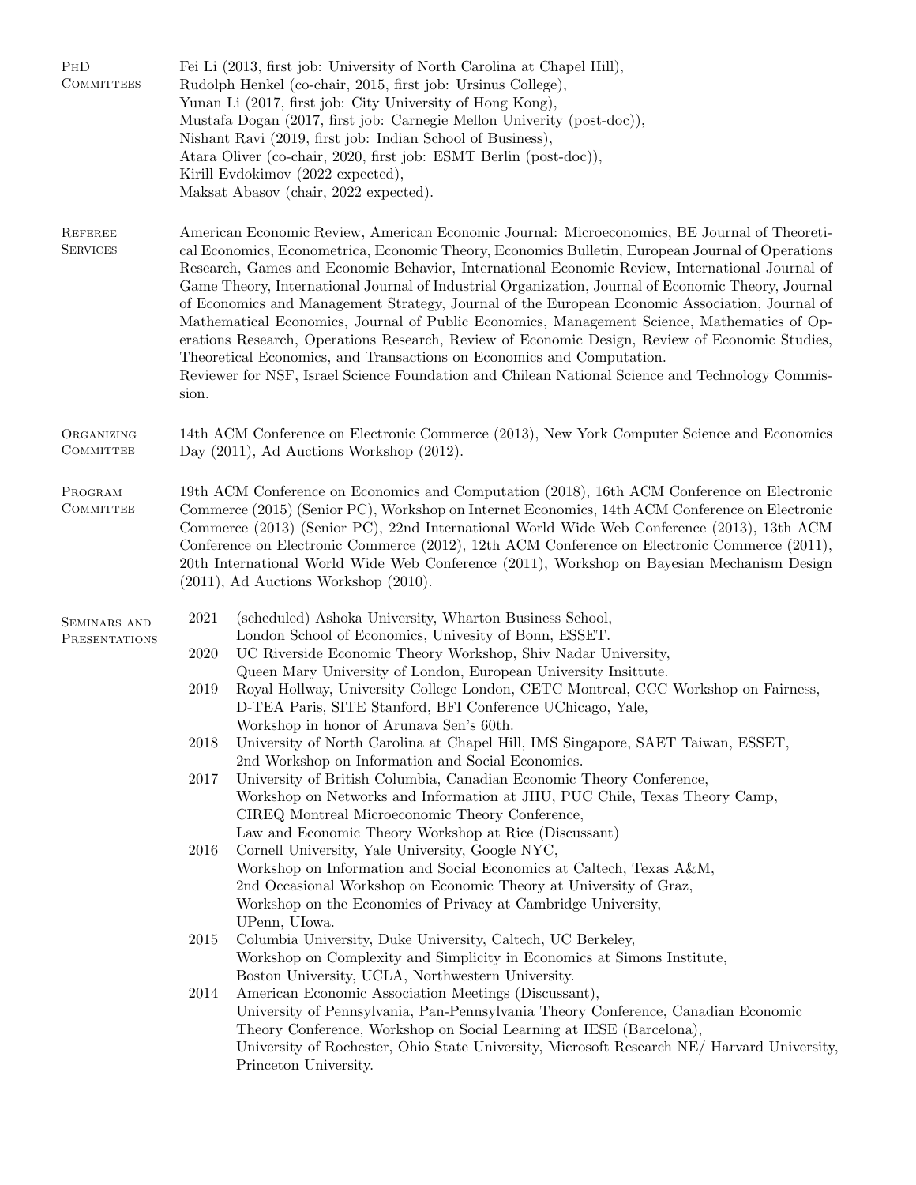## PhD Committees

Fei Li (2013, first job: University of North Carolina at Chapel Hill),
Rudolph Henkel (co-chair, 2015, first job: Ursinus College),
Yunan Li (2017, first job: City University of Hong Kong),
Mustafa Dogan (2017, first job: Carnegie Mellon Univerity (post-doc)),
Nishant Ravi (2019, first job: Indian School of Business),
Atara Oliver (co-chair, 2020, first job: ESMT Berlin (post-doc)),
Kirill Evdokimov (2022 expected),
Maksat Abasov (chair, 2022 expected).

## Referee Services

American Economic Review, American Economic Journal: Microeconomics, BE Journal of Theoretical Economics, Econometrica, Economic Theory, Economics Bulletin, European Journal of Operations Research, Games and Economic Behavior, International Economic Review, International Journal of Game Theory, International Journal of Industrial Organization, Journal of Economic Theory, Journal of Economics and Management Strategy, Journal of the European Economic Association, Journal of Mathematical Economics, Journal of Public Economics, Management Science, Mathematics of Operations Research, Operations Research, Review of Economic Design, Review of Economic Studies, Theoretical Economics, and Transactions on Economics and Computation.
Reviewer for NSF, Israel Science Foundation and Chilean National Science and Technology Commission.

## Organizing Committee

14th ACM Conference on Electronic Commerce (2013), New York Computer Science and Economics Day (2011), Ad Auctions Workshop (2012).

## Program Committee

19th ACM Conference on Economics and Computation (2018), 16th ACM Conference on Electronic Commerce (2015) (Senior PC), Workshop on Internet Economics, 14th ACM Conference on Electronic Commerce (2013) (Senior PC), 22nd International World Wide Web Conference (2013), 13th ACM Conference on Electronic Commerce (2012), 12th ACM Conference on Electronic Commerce (2011), 20th International World Wide Web Conference (2011), Workshop on Bayesian Mechanism Design (2011), Ad Auctions Workshop (2010).

## Seminars and Presentations

- **2021** (scheduled) Ashoka University, Wharton Business School, London School of Economics, Univesity of Bonn, ESSET.
- **2020** UC Riverside Economic Theory Workshop, Shiv Nadar University, Queen Mary University of London, European University Insittute.
- **2019** Royal Hollway, University College London, CETC Montreal, CCC Workshop on Fairness, D-TEA Paris, SITE Stanford, BFI Conference UChicago, Yale, Workshop in honor of Arunava Sen's 60th.
- **2018** University of North Carolina at Chapel Hill, IMS Singapore, SAET Taiwan, ESSET, 2nd Workshop on Information and Social Economics.
- **2017** University of British Columbia, Canadian Economic Theory Conference, Workshop on Networks and Information at JHU, PUC Chile, Texas Theory Camp, CIREQ Montreal Microeconomic Theory Conference, Law and Economic Theory Workshop at Rice (Discussant)
- **2016** Cornell University, Yale University, Google NYC, Workshop on Information and Social Economics at Caltech, Texas A&M, 2nd Occasional Workshop on Economic Theory at University of Graz, Workshop on the Economics of Privacy at Cambridge University, UPenn, UIowa.
- **2015** Columbia University, Duke University, Caltech, UC Berkeley, Workshop on Complexity and Simplicity in Economics at Simons Institute, Boston University, UCLA, Northwestern University.
- **2014** American Economic Association Meetings (Discussant), University of Pennsylvania, Pan-Pennsylvania Theory Conference, Canadian Economic Theory Conference, Workshop on Social Learning at IESE (Barcelona), University of Rochester, Ohio State University, Microsoft Research NE/ Harvard University, Princeton University.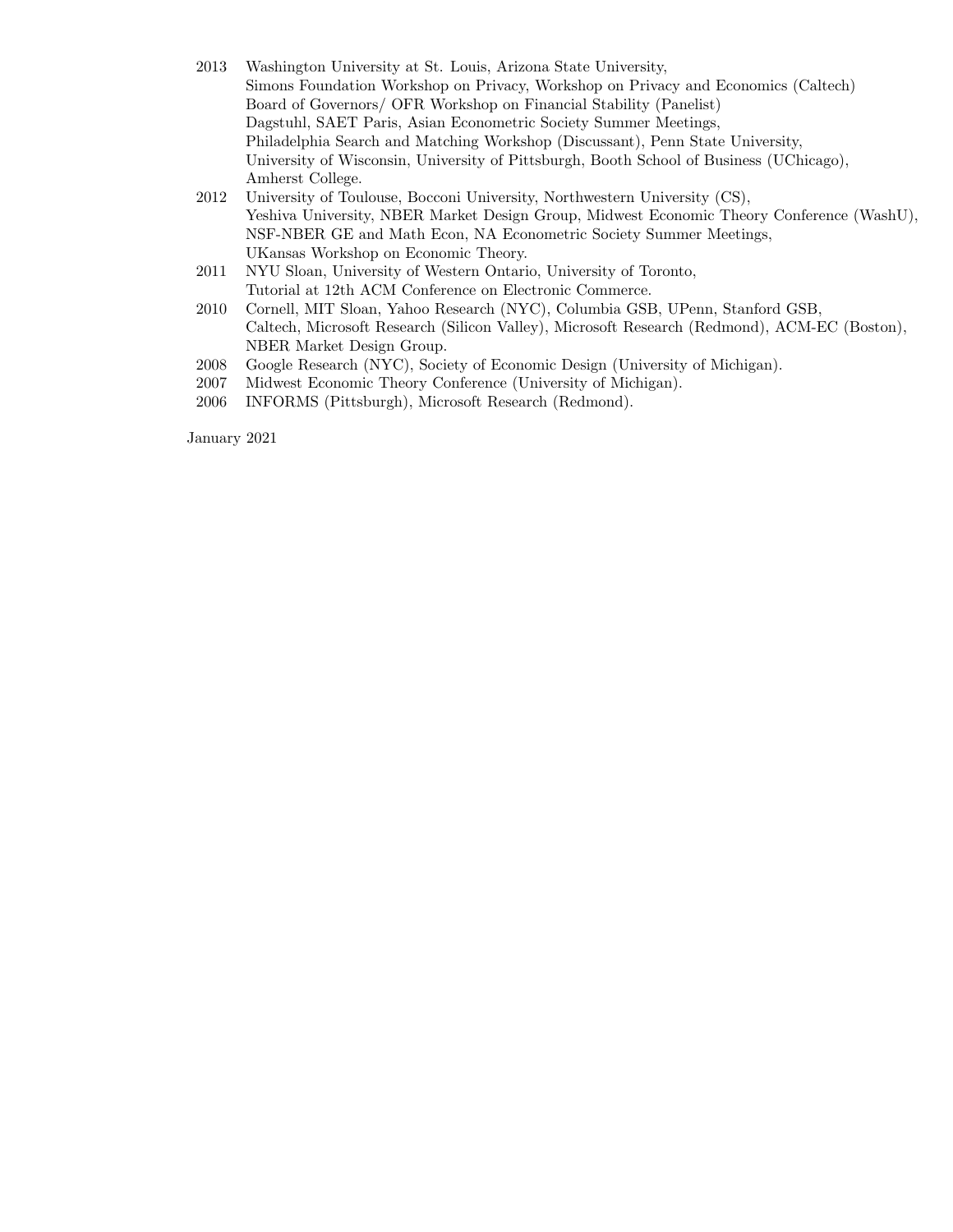| | |
|---|---|
| 2013 | Washington University at St. Louis, Arizona State University, Simons Foundation Workshop on Privacy, Workshop on Privacy and Economics (Caltech) Board of Governors/ OFR Workshop on Financial Stability (Panelist) Dagstuhl, SAET Paris, Asian Econometric Society Summer Meetings, Philadelphia Search and Matching Workshop (Discussant), Penn State University, University of Wisconsin, University of Pittsburgh, Booth School of Business (UChicago), Amherst College. |
| 2012 | University of Toulouse, Bocconi University, Northwestern University (CS), Yeshiva University, NBER Market Design Group, Midwest Economic Theory Conference (WashU), NSF-NBER GE and Math Econ, NA Econometric Society Summer Meetings, UKansas Workshop on Economic Theory. |
| 2011 | NYU Sloan, University of Western Ontario, University of Toronto, Tutorial at 12th ACM Conference on Electronic Commerce. |
| 2010 | Cornell, MIT Sloan, Yahoo Research (NYC), Columbia GSB, UPenn, Stanford GSB, Caltech, Microsoft Research (Silicon Valley), Microsoft Research (Redmond), ACM-EC (Boston), NBER Market Design Group. |
| 2008 | Google Research (NYC), Society of Economic Design (University of Michigan). |
| 2007 | Midwest Economic Theory Conference (University of Michigan). |
| 2006 | INFORMS (Pittsburgh), Microsoft Research (Redmond). |

January 2021